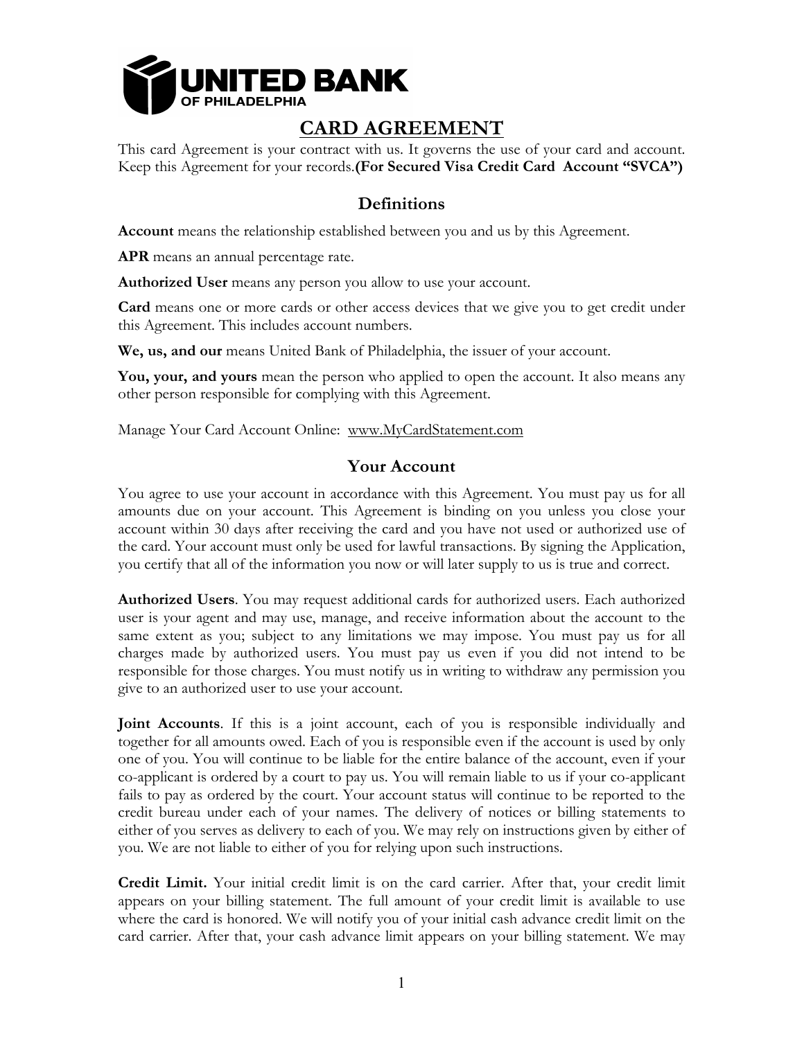UNITED BANK OF PHILADELPHIA

# CARD AGREEMENT

This card Agreement is your contract with us. It governs the use of your card and account. Keep this Agreement for your records.**(For Secured Visa Credit Card Account "SVCA")**

## Definitions

**Account** means the relationship established between you and us by this Agreement.

**APR** means an annual percentage rate.

**Authorized User** means any person you allow to use your account.

**Card** means one or more cards or other access devices that we give you to get credit under this Agreement. This includes account numbers.

**We, us, and our** means United Bank of Philadelphia, the issuer of your account.

**You, your, and yours** mean the person who applied to open the account. It also means any other person responsible for complying with this Agreement.

Manage Your Card Account Online: www.MyCardStatement.com

## Your Account

You agree to use your account in accordance with this Agreement. You must pay us for all amounts due on your account. This Agreement is binding on you unless you close your account within 30 days after receiving the card and you have not used or authorized use of the card. Your account must only be used for lawful transactions. By signing the Application, you certify that all of the information you now or will later supply to us is true and correct.

**Authorized Users**. You may request additional cards for authorized users. Each authorized user is your agent and may use, manage, and receive information about the account to the same extent as you; subject to any limitations we may impose. You must pay us for all charges made by authorized users. You must pay us even if you did not intend to be responsible for those charges. You must notify us in writing to withdraw any permission you give to an authorized user to use your account.

**Joint Accounts**. If this is a joint account, each of you is responsible individually and together for all amounts owed. Each of you is responsible even if the account is used by only one of you. You will continue to be liable for the entire balance of the account, even if your co-applicant is ordered by a court to pay us. You will remain liable to us if your co-applicant fails to pay as ordered by the court. Your account status will continue to be reported to the credit bureau under each of your names. The delivery of notices or billing statements to either of you serves as delivery to each of you. We may rely on instructions given by either of you. We are not liable to either of you for relying upon such instructions.

**Credit Limit.** Your initial credit limit is on the card carrier. After that, your credit limit appears on your billing statement. The full amount of your credit limit is available to use where the card is honored. We will notify you of your initial cash advance credit limit on the card carrier. After that, your cash advance limit appears on your billing statement. We may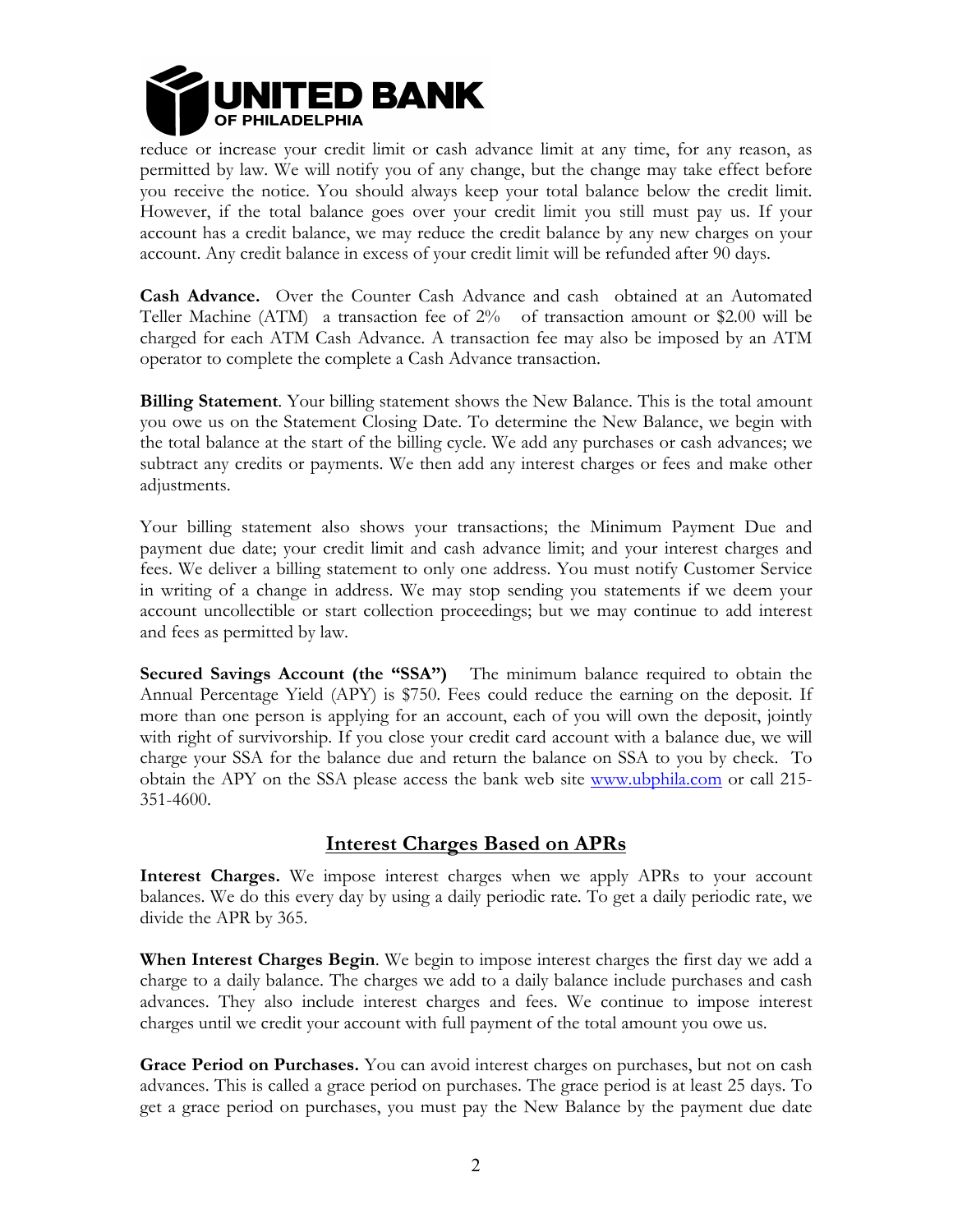reduce or increase your credit limit or cash advance limit at any time, for any reason, as permitted by law. We will notify you of any change, but the change may take effect before you receive the notice. You should always keep your total balance below the credit limit. However, if the total balance goes over your credit limit you still must pay us. If your account has a credit balance, we may reduce the credit balance by any new charges on your account. Any credit balance in excess of your credit limit will be refunded after 90 days.

**Cash Advance.** Over the Counter Cash Advance and cash obtained at an Automated Teller Machine (ATM) a transaction fee of 2% of transaction amount or $2.00 will be charged for each ATM Cash Advance. A transaction fee may also be imposed by an ATM operator to complete the complete a Cash Advance transaction.

**Billing Statement**. Your billing statement shows the New Balance. This is the total amount you owe us on the Statement Closing Date. To determine the New Balance, we begin with the total balance at the start of the billing cycle. We add any purchases or cash advances; we subtract any credits or payments. We then add any interest charges or fees and make other adjustments.

Your billing statement also shows your transactions; the Minimum Payment Due and payment due date; your credit limit and cash advance limit; and your interest charges and fees. We deliver a billing statement to only one address. You must notify Customer Service in writing of a change in address. We may stop sending you statements if we deem your account uncollectible or start collection proceedings; but we may continue to add interest and fees as permitted by law.

**Secured Savings Account (the "SSA")** The minimum balance required to obtain the Annual Percentage Yield (APY) is $750. Fees could reduce the earning on the deposit. If more than one person is applying for an account, each of you will own the deposit, jointly with right of survivorship. If you close your credit card account with a balance due, we will charge your SSA for the balance due and return the balance on SSA to you by check. To obtain the APY on the SSA please access the bank web site www.ubphila.com or call 215-351-4600.

## Interest Charges Based on APRs

**Interest Charges.** We impose interest charges when we apply APRs to your account balances. We do this every day by using a daily periodic rate. To get a daily periodic rate, we divide the APR by 365.

**When Interest Charges Begin**. We begin to impose interest charges the first day we add a charge to a daily balance. The charges we add to a daily balance include purchases and cash advances. They also include interest charges and fees. We continue to impose interest charges until we credit your account with full payment of the total amount you owe us.

**Grace Period on Purchases.** You can avoid interest charges on purchases, but not on cash advances. This is called a grace period on purchases. The grace period is at least 25 days. To get a grace period on purchases, you must pay the New Balance by the payment due date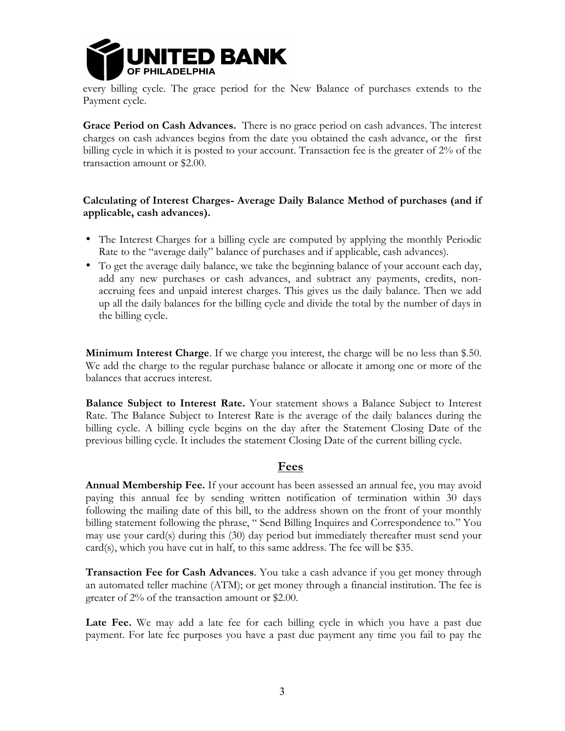every billing cycle. The grace period for the New Balance of purchases extends to the Payment cycle.

**Grace Period on Cash Advances.** There is no grace period on cash advances. The interest charges on cash advances begins from the date you obtained the cash advance, or the first billing cycle in which it is posted to your account. Transaction fee is the greater of 2% of the transaction amount or $2.00.

**Calculating of Interest Charges- Average Daily Balance Method of purchases (and if applicable, cash advances).**

- The Interest Charges for a billing cycle are computed by applying the monthly Periodic Rate to the "average daily" balance of purchases and if applicable, cash advances).
- To get the average daily balance, we take the beginning balance of your account each day, add any new purchases or cash advances, and subtract any payments, credits, non-accruing fees and unpaid interest charges. This gives us the daily balance. Then we add up all the daily balances for the billing cycle and divide the total by the number of days in the billing cycle.

**Minimum Interest Charge**. If we charge you interest, the charge will be no less than $.50. We add the charge to the regular purchase balance or allocate it among one or more of the balances that accrues interest.

**Balance Subject to Interest Rate.** Your statement shows a Balance Subject to Interest Rate. The Balance Subject to Interest Rate is the average of the daily balances during the billing cycle. A billing cycle begins on the day after the Statement Closing Date of the previous billing cycle. It includes the statement Closing Date of the current billing cycle.

## Fees

**Annual Membership Fee.** If your account has been assessed an annual fee, you may avoid paying this annual fee by sending written notification of termination within 30 days following the mailing date of this bill, to the address shown on the front of your monthly billing statement following the phrase, " Send Billing Inquires and Correspondence to." You may use your card(s) during this (30) day period but immediately thereafter must send your card(s), which you have cut in half, to this same address. The fee will be $35.

**Transaction Fee for Cash Advances**. You take a cash advance if you get money through an automated teller machine (ATM); or get money through a financial institution. The fee is greater of 2% of the transaction amount or $2.00.

**Late Fee.** We may add a late fee for each billing cycle in which you have a past due payment. For late fee purposes you have a past due payment any time you fail to pay the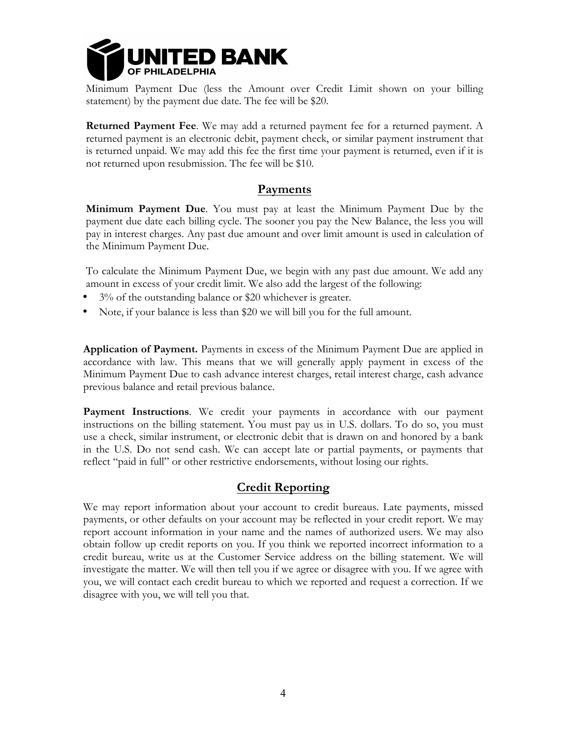Minimum Payment Due (less the Amount over Credit Limit shown on your billing statement) by the payment due date. The fee will be $20.

**Returned Payment Fee**. We may add a returned payment fee for a returned payment. A returned payment is an electronic debit, payment check, or similar payment instrument that is returned unpaid. We may add this fee the first time your payment is returned, even if it is not returned upon resubmission. The fee will be $10.

## Payments

**Minimum Payment Due**. You must pay at least the Minimum Payment Due by the payment due date each billing cycle. The sooner you pay the New Balance, the less you will pay in interest charges. Any past due amount and over limit amount is used in calculation of the Minimum Payment Due.

To calculate the Minimum Payment Due, we begin with any past due amount. We add any amount in excess of your credit limit. We also add the largest of the following:

- 3% of the outstanding balance or $20 whichever is greater.
- Note, if your balance is less than $20 we will bill you for the full amount.

**Application of Payment.** Payments in excess of the Minimum Payment Due are applied in accordance with law. This means that we will generally apply payment in excess of the Minimum Payment Due to cash advance interest charges, retail interest charge, cash advance previous balance and retail previous balance.

**Payment Instructions**. We credit your payments in accordance with our payment instructions on the billing statement. You must pay us in U.S. dollars. To do so, you must use a check, similar instrument, or electronic debit that is drawn on and honored by a bank in the U.S. Do not send cash. We can accept late or partial payments, or payments that reflect "paid in full" or other restrictive endorsements, without losing our rights.

## Credit Reporting

We may report information about your account to credit bureaus. Late payments, missed payments, or other defaults on your account may be reflected in your credit report. We may report account information in your name and the names of authorized users. We may also obtain follow up credit reports on you. If you think we reported incorrect information to a credit bureau, write us at the Customer Service address on the billing statement. We will investigate the matter. We will then tell you if we agree or disagree with you. If we agree with you, we will contact each credit bureau to which we reported and request a correction. If we disagree with you, we will tell you that.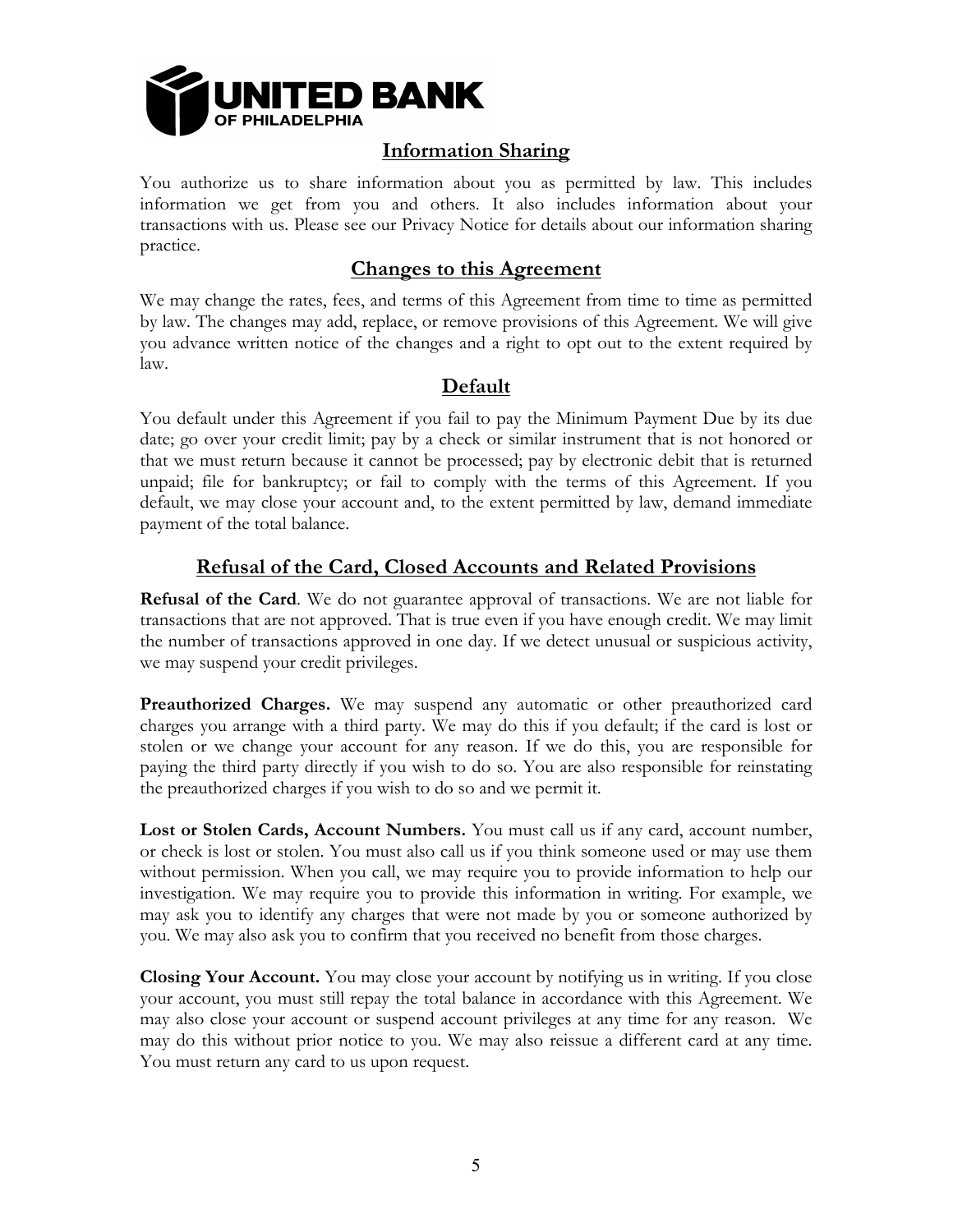## Information Sharing

You authorize us to share information about you as permitted by law. This includes information we get from you and others. It also includes information about your transactions with us. Please see our Privacy Notice for details about our information sharing practice.

## Changes to this Agreement

We may change the rates, fees, and terms of this Agreement from time to time as permitted by law. The changes may add, replace, or remove provisions of this Agreement. We will give you advance written notice of the changes and a right to opt out to the extent required by law.

## Default

You default under this Agreement if you fail to pay the Minimum Payment Due by its due date; go over your credit limit; pay by a check or similar instrument that is not honored or that we must return because it cannot be processed; pay by electronic debit that is returned unpaid; file for bankruptcy; or fail to comply with the terms of this Agreement. If you default, we may close your account and, to the extent permitted by law, demand immediate payment of the total balance.

## Refusal of the Card, Closed Accounts and Related Provisions

**Refusal of the Card**. We do not guarantee approval of transactions. We are not liable for transactions that are not approved. That is true even if you have enough credit. We may limit the number of transactions approved in one day. If we detect unusual or suspicious activity, we may suspend your credit privileges.

**Preauthorized Charges.** We may suspend any automatic or other preauthorized card charges you arrange with a third party. We may do this if you default; if the card is lost or stolen or we change your account for any reason. If we do this, you are responsible for paying the third party directly if you wish to do so. You are also responsible for reinstating the preauthorized charges if you wish to do so and we permit it.

**Lost or Stolen Cards, Account Numbers.** You must call us if any card, account number, or check is lost or stolen. You must also call us if you think someone used or may use them without permission. When you call, we may require you to provide information to help our investigation. We may require you to provide this information in writing. For example, we may ask you to identify any charges that were not made by you or someone authorized by you. We may also ask you to confirm that you received no benefit from those charges.

**Closing Your Account.** You may close your account by notifying us in writing. If you close your account, you must still repay the total balance in accordance with this Agreement. We may also close your account or suspend account privileges at any time for any reason. We may do this without prior notice to you. We may also reissue a different card at any time. You must return any card to us upon request.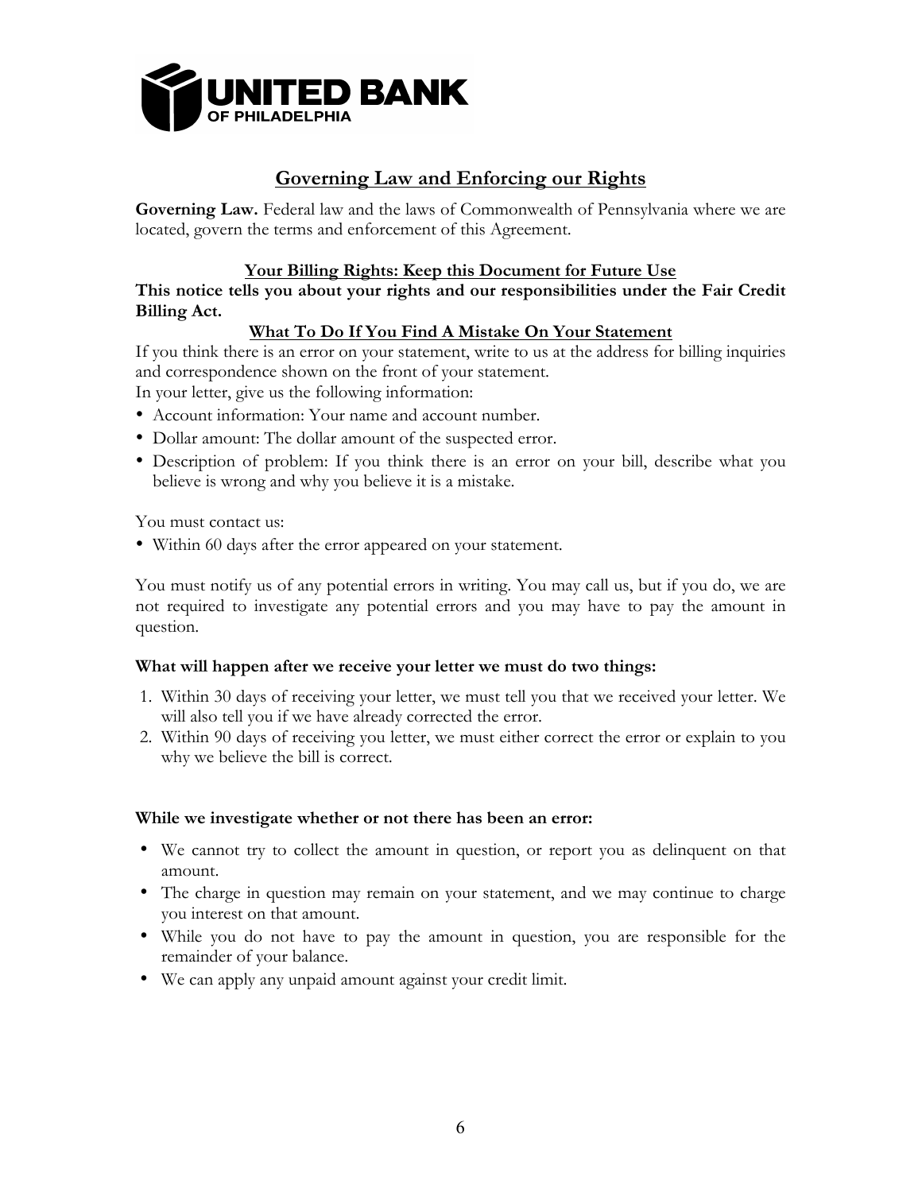**UNITED BANK OF PHILADELPHIA**

## Governing Law and Enforcing our Rights

**Governing Law.** Federal law and the laws of Commonwealth of Pennsylvania where we are located, govern the terms and enforcement of this Agreement.

### Your Billing Rights: Keep this Document for Future Use

**This notice tells you about your rights and our responsibilities under the Fair Credit Billing Act.**

### What To Do If You Find A Mistake On Your Statement

If you think there is an error on your statement, write to us at the address for billing inquiries and correspondence shown on the front of your statement.

In your letter, give us the following information:

- Account information: Your name and account number.
- Dollar amount: The dollar amount of the suspected error.
- Description of problem: If you think there is an error on your bill, describe what you believe is wrong and why you believe it is a mistake.

You must contact us:

- Within 60 days after the error appeared on your statement.

You must notify us of any potential errors in writing. You may call us, but if you do, we are not required to investigate any potential errors and you may have to pay the amount in question.

**What will happen after we receive your letter we must do two things:**

1. Within 30 days of receiving your letter, we must tell you that we received your letter. We will also tell you if we have already corrected the error.
2. Within 90 days of receiving you letter, we must either correct the error or explain to you why we believe the bill is correct.

**While we investigate whether or not there has been an error:**

- We cannot try to collect the amount in question, or report you as delinquent on that amount.
- The charge in question may remain on your statement, and we may continue to charge you interest on that amount.
- While you do not have to pay the amount in question, you are responsible for the remainder of your balance.
- We can apply any unpaid amount against your credit limit.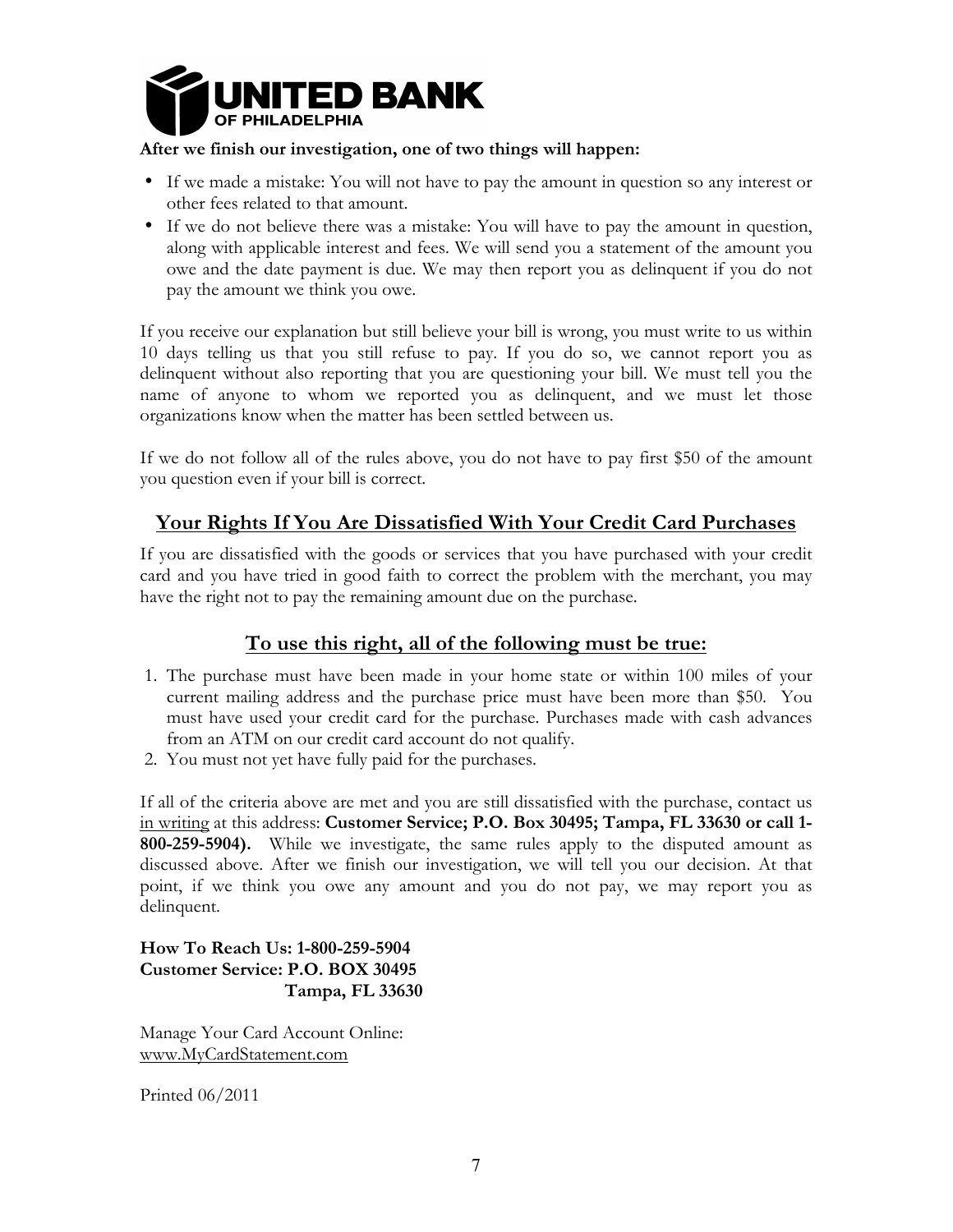**UNITED BANK OF PHILADELPHIA**

**After we finish our investigation, one of two things will happen:**

- If we made a mistake: You will not have to pay the amount in question so any interest or other fees related to that amount.
- If we do not believe there was a mistake: You will have to pay the amount in question, along with applicable interest and fees. We will send you a statement of the amount you owe and the date payment is due. We may then report you as delinquent if you do not pay the amount we think you owe.

If you receive our explanation but still believe your bill is wrong, you must write to us within 10 days telling us that you still refuse to pay. If you do so, we cannot report you as delinquent without also reporting that you are questioning your bill. We must tell you the name of anyone to whom we reported you as delinquent, and we must let those organizations know when the matter has been settled between us.

If we do not follow all of the rules above, you do not have to pay first $50 of the amount you question even if your bill is correct.

## Your Rights If You Are Dissatisfied With Your Credit Card Purchases

If you are dissatisfied with the goods or services that you have purchased with your credit card and you have tried in good faith to correct the problem with the merchant, you may have the right not to pay the remaining amount due on the purchase.

### To use this right, all of the following must be true:

1. The purchase must have been made in your home state or within 100 miles of your current mailing address and the purchase price must have been more than $50. You must have used your credit card for the purchase. Purchases made with cash advances from an ATM on our credit card account do not qualify.
2. You must not yet have fully paid for the purchases.

If all of the criteria above are met and you are still dissatisfied with the purchase, contact us in writing at this address: **Customer Service; P.O. Box 30495; Tampa, FL 33630 or call 1-800-259-5904).** While we investigate, the same rules apply to the disputed amount as discussed above. After we finish our investigation, we will tell you our decision. At that point, if we think you owe any amount and you do not pay, we may report you as delinquent.

**How To Reach Us: 1-800-259-5904**
**Customer Service: P.O. BOX 30495**
**Tampa, FL 33630**

Manage Your Card Account Online:
www.MyCardStatement.com

Printed 06/2011